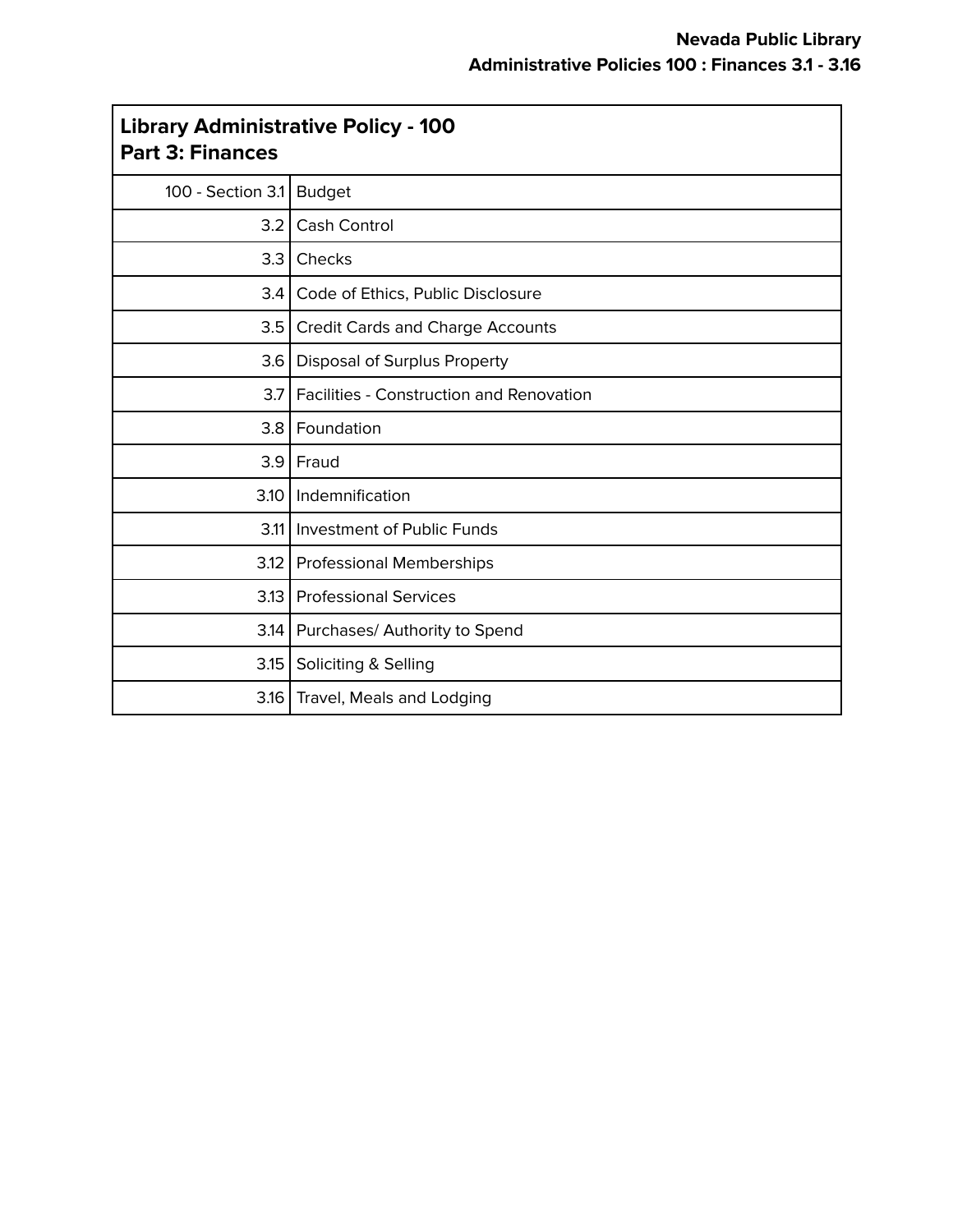**Nevada Public Library**
**Administrative Policies 100 : Finances 3.1 - 3.16**

| **Library Administrative Policy - 100**<br>**Part 3: Finances** | |
|---|---|
| 100 - Section 3.1 | Budget |
| 3.2 | Cash Control |
| 3.3 | Checks |
| 3.4 | Code of Ethics, Public Disclosure |
| 3.5 | Credit Cards and Charge Accounts |
| 3.6 | Disposal of Surplus Property |
| 3.7 | Facilities - Construction and Renovation |
| 3.8 | Foundation |
| 3.9 | Fraud |
| 3.10 | Indemnification |
| 3.11 | Investment of Public Funds |
| 3.12 | Professional Memberships |
| 3.13 | Professional Services |
| 3.14 | Purchases/ Authority to Spend |
| 3.15 | Soliciting & Selling |
| 3.16 | Travel, Meals and Lodging |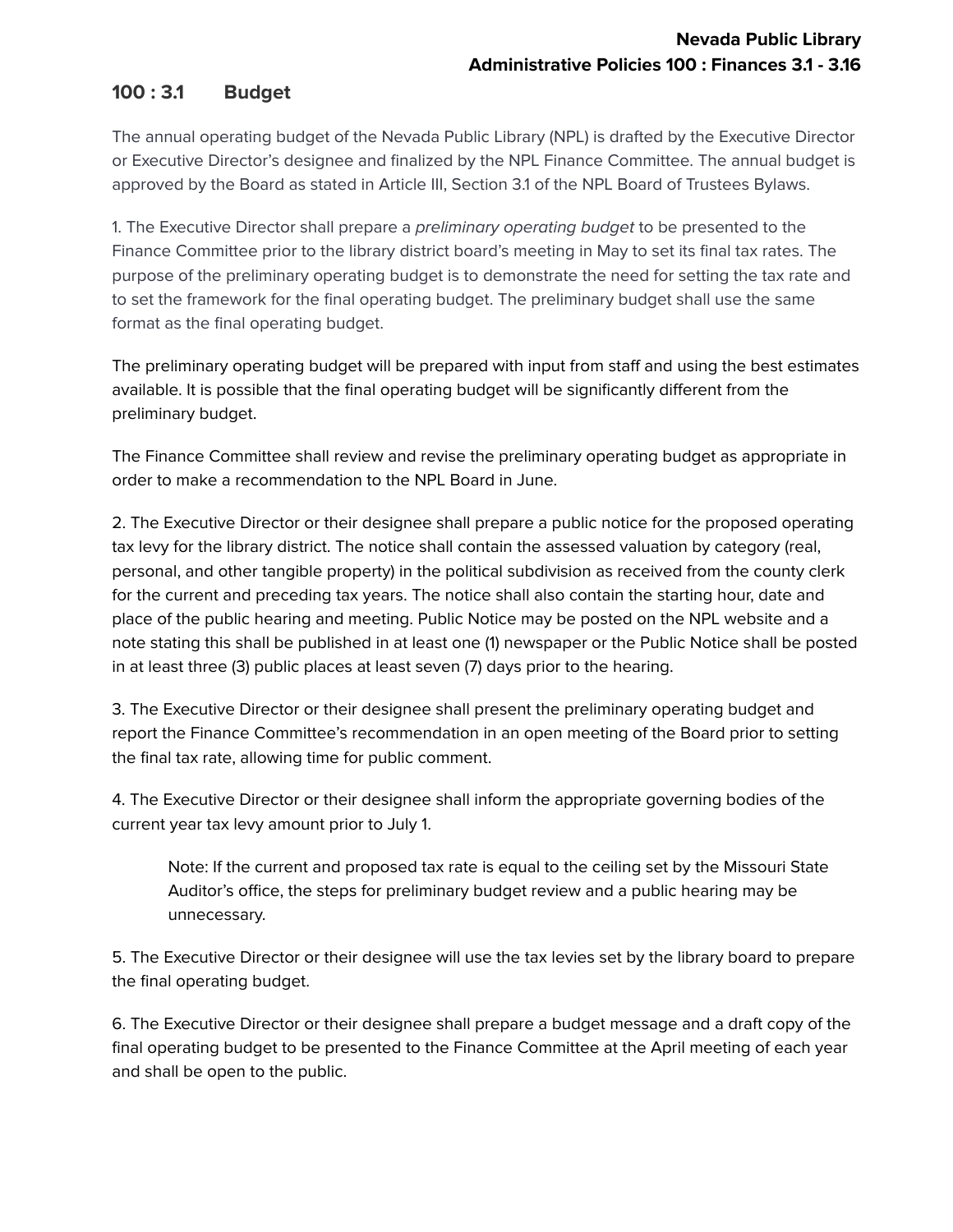## 100 : 3.1 Budget

The annual operating budget of the Nevada Public Library (NPL) is drafted by the Executive Director or Executive Director's designee and finalized by the NPL Finance Committee. The annual budget is approved by the Board as stated in Article III, Section 3.1 of the NPL Board of Trustees Bylaws.

1. The Executive Director shall prepare a *preliminary operating budget* to be presented to the Finance Committee prior to the library district board's meeting in May to set its final tax rates. The purpose of the preliminary operating budget is to demonstrate the need for setting the tax rate and to set the framework for the final operating budget. The preliminary budget shall use the same format as the final operating budget.

The preliminary operating budget will be prepared with input from staff and using the best estimates available. It is possible that the final operating budget will be significantly different from the preliminary budget.

The Finance Committee shall review and revise the preliminary operating budget as appropriate in order to make a recommendation to the NPL Board in June.

2. The Executive Director or their designee shall prepare a public notice for the proposed operating tax levy for the library district. The notice shall contain the assessed valuation by category (real, personal, and other tangible property) in the political subdivision as received from the county clerk for the current and preceding tax years. The notice shall also contain the starting hour, date and place of the public hearing and meeting. Public Notice may be posted on the NPL website and a note stating this shall be published in at least one (1) newspaper or the Public Notice shall be posted in at least three (3) public places at least seven (7) days prior to the hearing.

3. The Executive Director or their designee shall present the preliminary operating budget and report the Finance Committee's recommendation in an open meeting of the Board prior to setting the final tax rate, allowing time for public comment.

4. The Executive Director or their designee shall inform the appropriate governing bodies of the current year tax levy amount prior to July 1.

> Note: If the current and proposed tax rate is equal to the ceiling set by the Missouri State Auditor's office, the steps for preliminary budget review and a public hearing may be unnecessary.

5. The Executive Director or their designee will use the tax levies set by the library board to prepare the final operating budget.

6. The Executive Director or their designee shall prepare a budget message and a draft copy of the final operating budget to be presented to the Finance Committee at the April meeting of each year and shall be open to the public.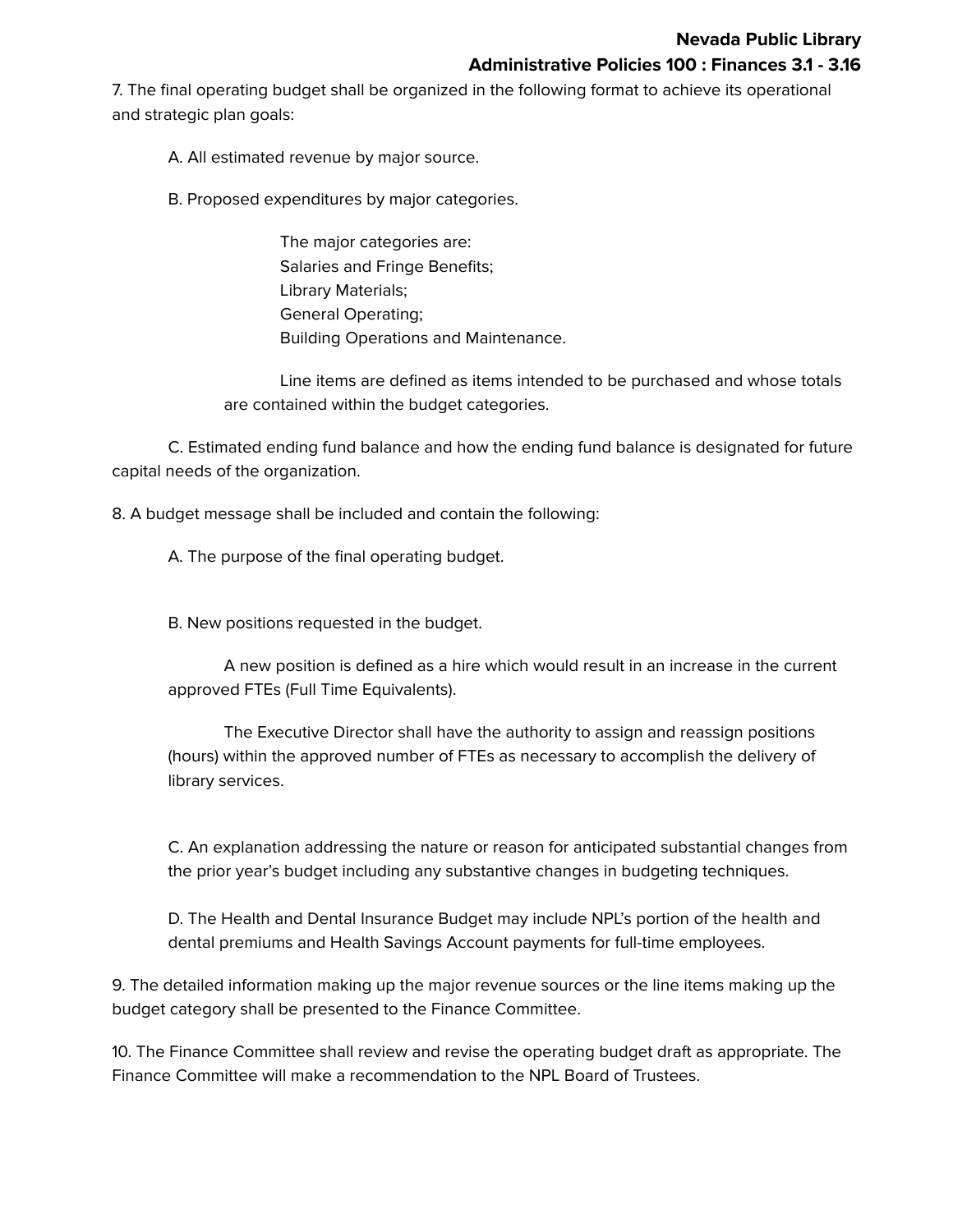7. The final operating budget shall be organized in the following format to achieve its operational and strategic plan goals:

A. All estimated revenue by major source.

B. Proposed expenditures by major categories.

The major categories are:
Salaries and Fringe Benefits;
Library Materials;
General Operating;
Building Operations and Maintenance.

Line items are defined as items intended to be purchased and whose totals are contained within the budget categories.

C. Estimated ending fund balance and how the ending fund balance is designated for future capital needs of the organization.

8. A budget message shall be included and contain the following:

A. The purpose of the final operating budget.

B. New positions requested in the budget.

A new position is defined as a hire which would result in an increase in the current approved FTEs (Full Time Equivalents).

The Executive Director shall have the authority to assign and reassign positions (hours) within the approved number of FTEs as necessary to accomplish the delivery of library services.

C. An explanation addressing the nature or reason for anticipated substantial changes from the prior year's budget including any substantive changes in budgeting techniques.

D. The Health and Dental Insurance Budget may include NPL's portion of the health and dental premiums and Health Savings Account payments for full-time employees.

9. The detailed information making up the major revenue sources or the line items making up the budget category shall be presented to the Finance Committee.

10. The Finance Committee shall review and revise the operating budget draft as appropriate. The Finance Committee will make a recommendation to the NPL Board of Trustees.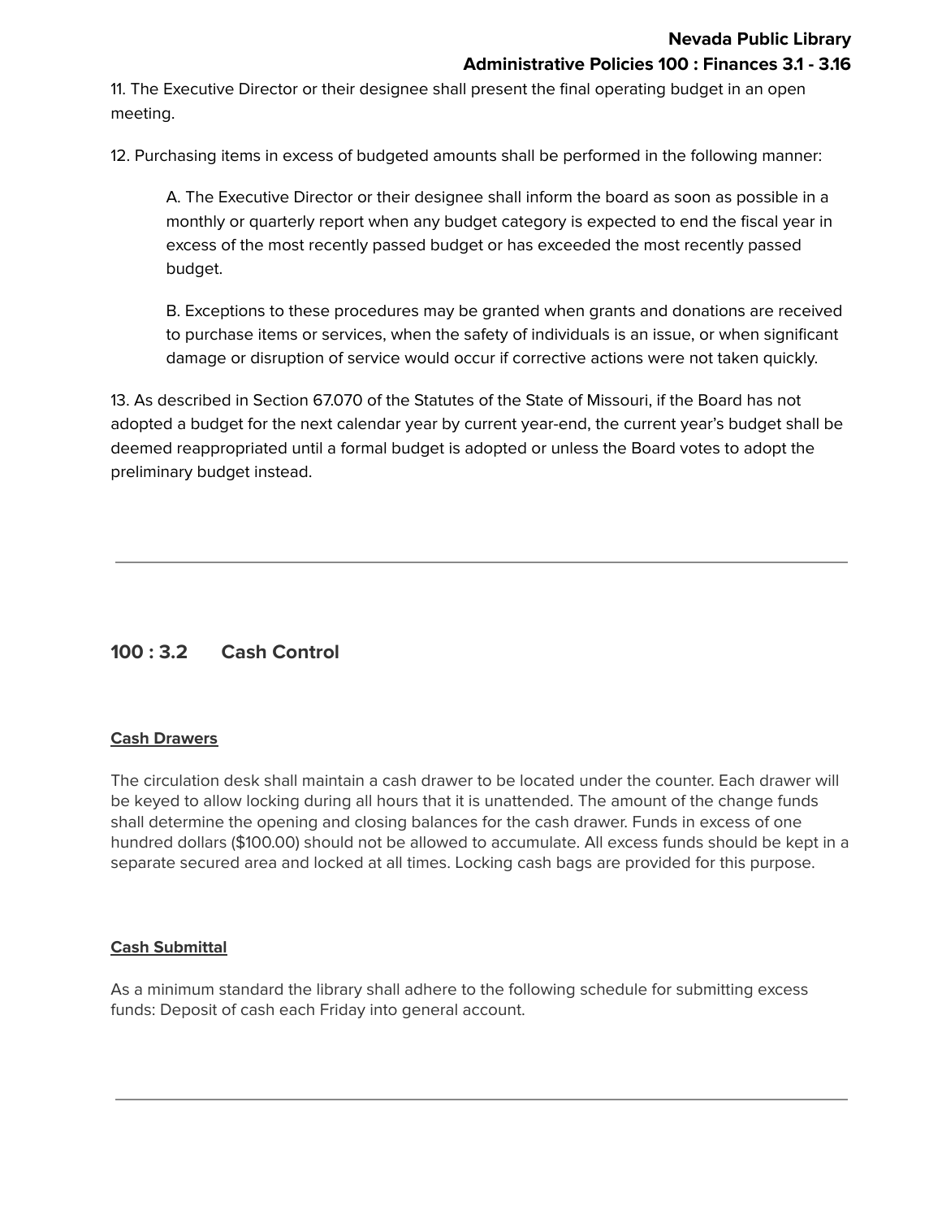11. The Executive Director or their designee shall present the final operating budget in an open meeting.

12. Purchasing items in excess of budgeted amounts shall be performed in the following manner:

> A. The Executive Director or their designee shall inform the board as soon as possible in a monthly or quarterly report when any budget category is expected to end the fiscal year in excess of the most recently passed budget or has exceeded the most recently passed budget.
>
> B. Exceptions to these procedures may be granted when grants and donations are received to purchase items or services, when the safety of individuals is an issue, or when significant damage or disruption of service would occur if corrective actions were not taken quickly.

13. As described in Section 67.070 of the Statutes of the State of Missouri, if the Board has not adopted a budget for the next calendar year by current year-end, the current year's budget shall be deemed reappropriated until a formal budget is adopted or unless the Board votes to adopt the preliminary budget instead.

---

## 100 : 3.2 Cash Control

**Cash Drawers**

The circulation desk shall maintain a cash drawer to be located under the counter. Each drawer will be keyed to allow locking during all hours that it is unattended. The amount of the change funds shall determine the opening and closing balances for the cash drawer. Funds in excess of one hundred dollars ($100.00) should not be allowed to accumulate. All excess funds should be kept in a separate secured area and locked at all times. Locking cash bags are provided for this purpose.

**Cash Submittal**

As a minimum standard the library shall adhere to the following schedule for submitting excess funds: Deposit of cash each Friday into general account.

---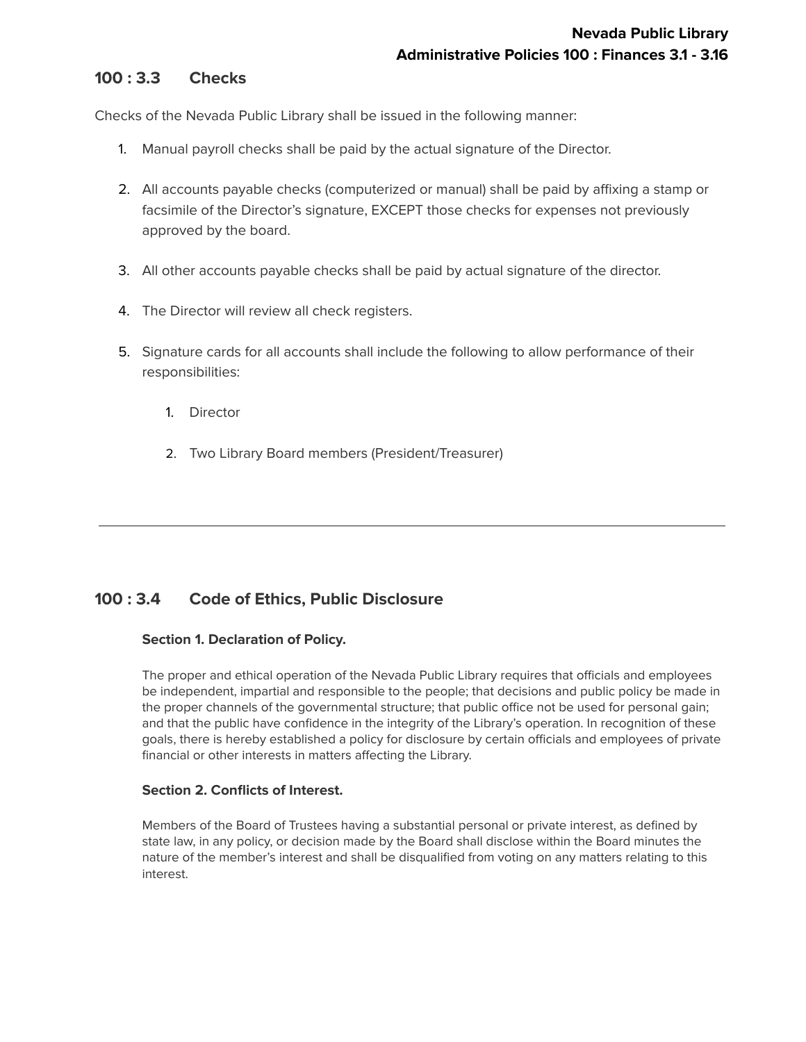## 100 : 3.3 Checks

Checks of the Nevada Public Library shall be issued in the following manner:

1. Manual payroll checks shall be paid by the actual signature of the Director.

2. All accounts payable checks (computerized or manual) shall be paid by affixing a stamp or facsimile of the Director's signature, EXCEPT those checks for expenses not previously approved by the board.

3. All other accounts payable checks shall be paid by actual signature of the director.

4. The Director will review all check registers.

5. Signature cards for all accounts shall include the following to allow performance of their responsibilities:

    1. Director

    2. Two Library Board members (President/Treasurer)

---

## 100 : 3.4 Code of Ethics, Public Disclosure

**Section 1. Declaration of Policy.**

The proper and ethical operation of the Nevada Public Library requires that officials and employees be independent, impartial and responsible to the people; that decisions and public policy be made in the proper channels of the governmental structure; that public office not be used for personal gain; and that the public have confidence in the integrity of the Library's operation. In recognition of these goals, there is hereby established a policy for disclosure by certain officials and employees of private financial or other interests in matters affecting the Library.

**Section 2. Conflicts of Interest.**

Members of the Board of Trustees having a substantial personal or private interest, as defined by state law, in any policy, or decision made by the Board shall disclose within the Board minutes the nature of the member's interest and shall be disqualified from voting on any matters relating to this interest.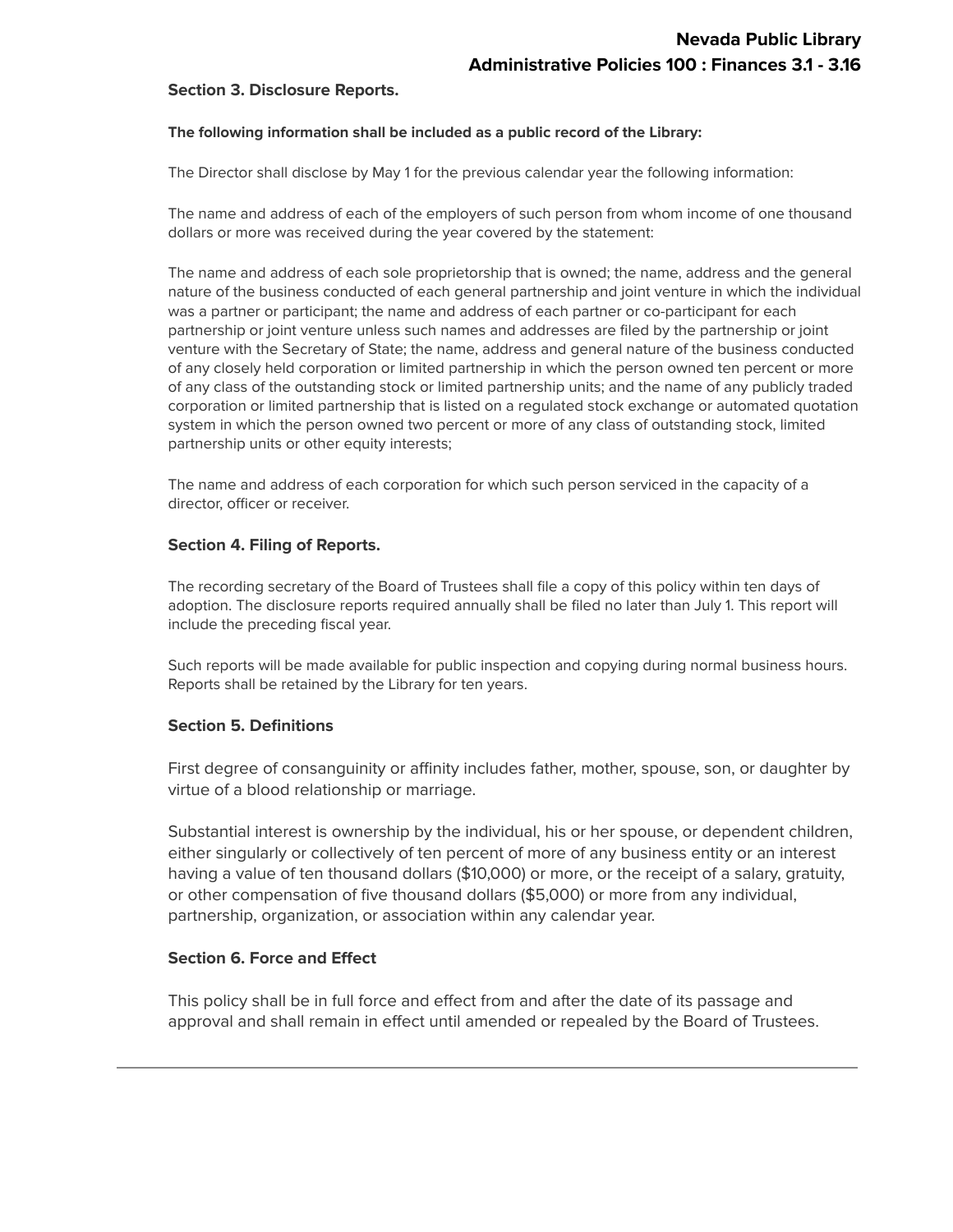### Section 3. Disclosure Reports.

**The following information shall be included as a public record of the Library:**

The Director shall disclose by May 1 for the previous calendar year the following information:

The name and address of each of the employers of such person from whom income of one thousand dollars or more was received during the year covered by the statement:

The name and address of each sole proprietorship that is owned; the name, address and the general nature of the business conducted of each general partnership and joint venture in which the individual was a partner or participant; the name and address of each partner or co-participant for each partnership or joint venture unless such names and addresses are filed by the partnership or joint venture with the Secretary of State; the name, address and general nature of the business conducted of any closely held corporation or limited partnership in which the person owned ten percent or more of any class of the outstanding stock or limited partnership units; and the name of any publicly traded corporation or limited partnership that is listed on a regulated stock exchange or automated quotation system in which the person owned two percent or more of any class of outstanding stock, limited partnership units or other equity interests;

The name and address of each corporation for which such person serviced in the capacity of a director, officer or receiver.

### Section 4. Filing of Reports.

The recording secretary of the Board of Trustees shall file a copy of this policy within ten days of adoption. The disclosure reports required annually shall be filed no later than July 1. This report will include the preceding fiscal year.

Such reports will be made available for public inspection and copying during normal business hours. Reports shall be retained by the Library for ten years.

### Section 5. Definitions

First degree of consanguinity or affinity includes father, mother, spouse, son, or daughter by virtue of a blood relationship or marriage.

Substantial interest is ownership by the individual, his or her spouse, or dependent children, either singularly or collectively of ten percent of more of any business entity or an interest having a value of ten thousand dollars ($10,000) or more, or the receipt of a salary, gratuity, or other compensation of five thousand dollars ($5,000) or more from any individual, partnership, organization, or association within any calendar year.

### Section 6. Force and Effect

This policy shall be in full force and effect from and after the date of its passage and approval and shall remain in effect until amended or repealed by the Board of Trustees.

---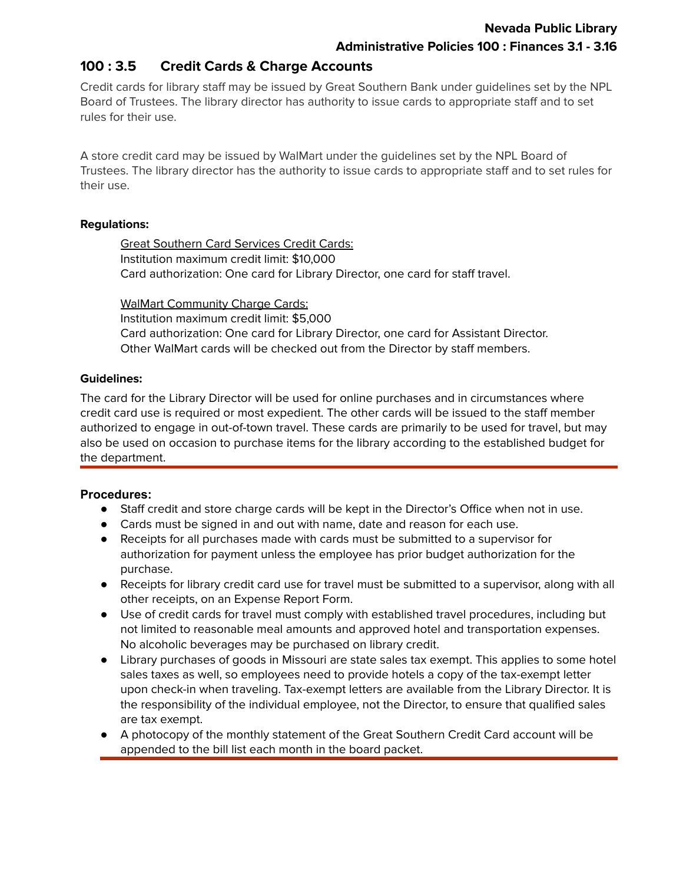## 100 : 3.5 Credit Cards & Charge Accounts

Credit cards for library staff may be issued by Great Southern Bank under guidelines set by the NPL Board of Trustees. The library director has authority to issue cards to appropriate staff and to set rules for their use.

A store credit card may be issued by WalMart under the guidelines set by the NPL Board of Trustees. The library director has the authority to issue cards to appropriate staff and to set rules for their use.

**Regulations:**

> Great Southern Card Services Credit Cards:
> Institution maximum credit limit: $10,000
> Card authorization: One card for Library Director, one card for staff travel.
>
> WalMart Community Charge Cards:
> Institution maximum credit limit: $5,000
> Card authorization: One card for Library Director, one card for Assistant Director.
> Other WalMart cards will be checked out from the Director by staff members.

**Guidelines:**

The card for the Library Director will be used for online purchases and in circumstances where credit card use is required or most expedient. The other cards will be issued to the staff member authorized to engage in out-of-town travel. These cards are primarily to be used for travel, but may also be used on occasion to purchase items for the library according to the established budget for the department.

**Procedures:**

- Staff credit and store charge cards will be kept in the Director's Office when not in use.
- Cards must be signed in and out with name, date and reason for each use.
- Receipts for all purchases made with cards must be submitted to a supervisor for authorization for payment unless the employee has prior budget authorization for the purchase.
- Receipts for library credit card use for travel must be submitted to a supervisor, along with all other receipts, on an Expense Report Form.
- Use of credit cards for travel must comply with established travel procedures, including but not limited to reasonable meal amounts and approved hotel and transportation expenses. No alcoholic beverages may be purchased on library credit.
- Library purchases of goods in Missouri are state sales tax exempt. This applies to some hotel sales taxes as well, so employees need to provide hotels a copy of the tax-exempt letter upon check-in when traveling. Tax-exempt letters are available from the Library Director. It is the responsibility of the individual employee, not the Director, to ensure that qualified sales are tax exempt.
- A photocopy of the monthly statement of the Great Southern Credit Card account will be appended to the bill list each month in the board packet.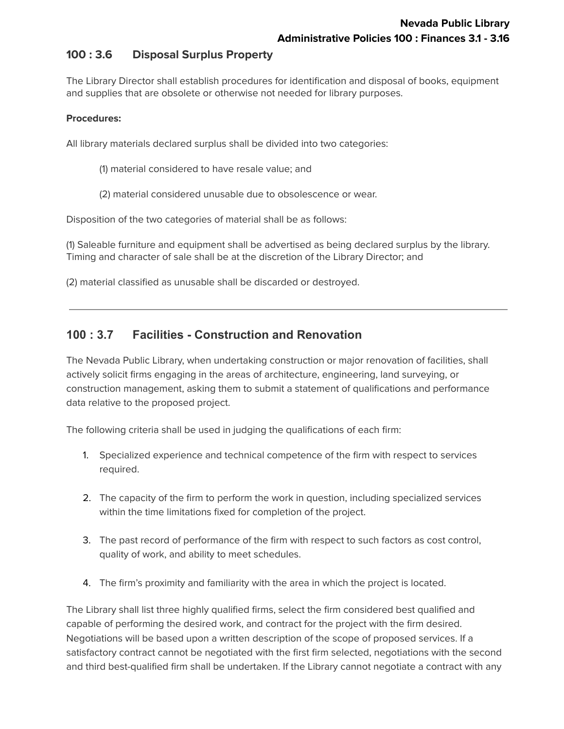## 100 : 3.6 Disposal Surplus Property

The Library Director shall establish procedures for identification and disposal of books, equipment and supplies that are obsolete or otherwise not needed for library purposes.

**Procedures:**

All library materials declared surplus shall be divided into two categories:

(1) material considered to have resale value; and

(2) material considered unusable due to obsolescence or wear.

Disposition of the two categories of material shall be as follows:

(1) Saleable furniture and equipment shall be advertised as being declared surplus by the library. Timing and character of sale shall be at the discretion of the Library Director; and

(2) material classified as unusable shall be discarded or destroyed.

---

## 100 : 3.7 Facilities - Construction and Renovation

The Nevada Public Library, when undertaking construction or major renovation of facilities, shall actively solicit firms engaging in the areas of architecture, engineering, land surveying, or construction management, asking them to submit a statement of qualifications and performance data relative to the proposed project.

The following criteria shall be used in judging the qualifications of each firm:

1. Specialized experience and technical competence of the firm with respect to services required.
2. The capacity of the firm to perform the work in question, including specialized services within the time limitations fixed for completion of the project.
3. The past record of performance of the firm with respect to such factors as cost control, quality of work, and ability to meet schedules.
4. The firm's proximity and familiarity with the area in which the project is located.

The Library shall list three highly qualified firms, select the firm considered best qualified and capable of performing the desired work, and contract for the project with the firm desired. Negotiations will be based upon a written description of the scope of proposed services. If a satisfactory contract cannot be negotiated with the first firm selected, negotiations with the second and third best-qualified firm shall be undertaken. If the Library cannot negotiate a contract with any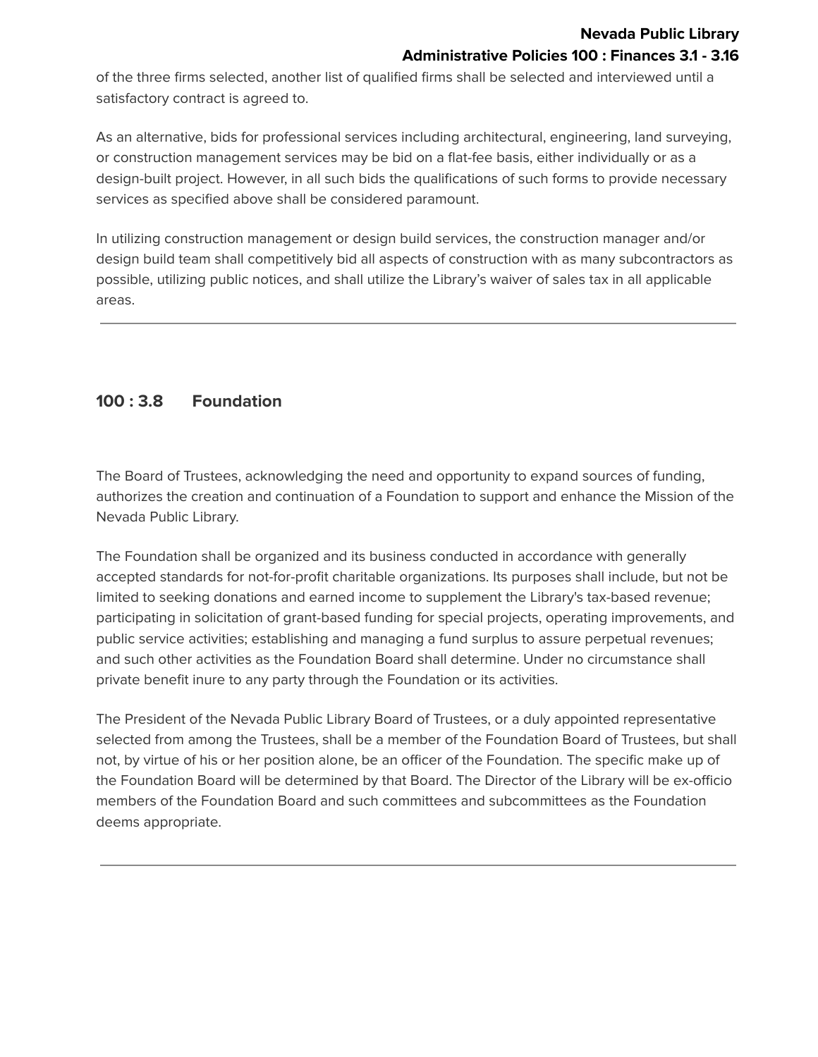of the three firms selected, another list of qualified firms shall be selected and interviewed until a satisfactory contract is agreed to.

As an alternative, bids for professional services including architectural, engineering, land surveying, or construction management services may be bid on a flat-fee basis, either individually or as a design-built project. However, in all such bids the qualifications of such forms to provide necessary services as specified above shall be considered paramount.

In utilizing construction management or design build services, the construction manager and/or design build team shall competitively bid all aspects of construction with as many subcontractors as possible, utilizing public notices, and shall utilize the Library's waiver of sales tax in all applicable areas.

---

## 100 : 3.8 Foundation

The Board of Trustees, acknowledging the need and opportunity to expand sources of funding, authorizes the creation and continuation of a Foundation to support and enhance the Mission of the Nevada Public Library.

The Foundation shall be organized and its business conducted in accordance with generally accepted standards for not-for-profit charitable organizations. Its purposes shall include, but not be limited to seeking donations and earned income to supplement the Library's tax-based revenue; participating in solicitation of grant-based funding for special projects, operating improvements, and public service activities; establishing and managing a fund surplus to assure perpetual revenues; and such other activities as the Foundation Board shall determine. Under no circumstance shall private benefit inure to any party through the Foundation or its activities.

The President of the Nevada Public Library Board of Trustees, or a duly appointed representative selected from among the Trustees, shall be a member of the Foundation Board of Trustees, but shall not, by virtue of his or her position alone, be an officer of the Foundation. The specific make up of the Foundation Board will be determined by that Board. The Director of the Library will be ex-officio members of the Foundation Board and such committees and subcommittees as the Foundation deems appropriate.

---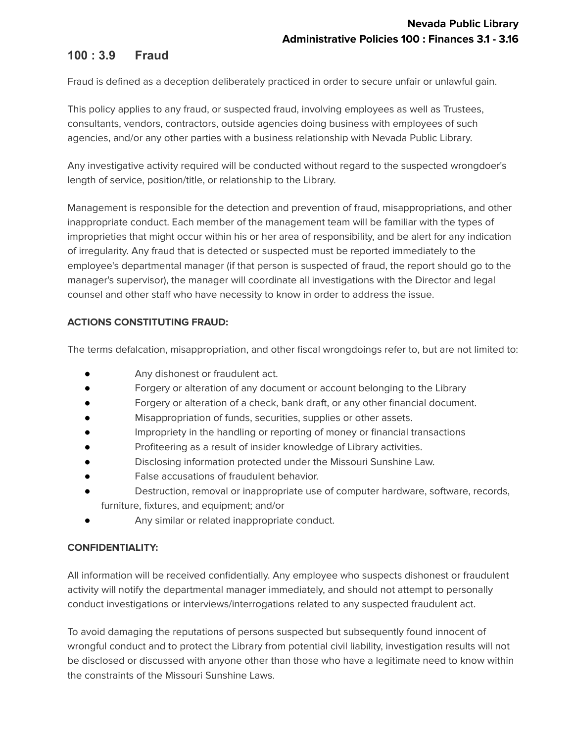## 100 : 3.9 Fraud

Fraud is defined as a deception deliberately practiced in order to secure unfair or unlawful gain.

This policy applies to any fraud, or suspected fraud, involving employees as well as Trustees, consultants, vendors, contractors, outside agencies doing business with employees of such agencies, and/or any other parties with a business relationship with Nevada Public Library.

Any investigative activity required will be conducted without regard to the suspected wrongdoer's length of service, position/title, or relationship to the Library.

Management is responsible for the detection and prevention of fraud, misappropriations, and other inappropriate conduct. Each member of the management team will be familiar with the types of improprieties that might occur within his or her area of responsibility, and be alert for any indication of irregularity. Any fraud that is detected or suspected must be reported immediately to the employee's departmental manager (if that person is suspected of fraud, the report should go to the manager's supervisor), the manager will coordinate all investigations with the Director and legal counsel and other staff who have necessity to know in order to address the issue.

**ACTIONS CONSTITUTING FRAUD:**

The terms defalcation, misappropriation, and other fiscal wrongdoings refer to, but are not limited to:

- Any dishonest or fraudulent act.
- Forgery or alteration of any document or account belonging to the Library
- Forgery or alteration of a check, bank draft, or any other financial document.
- Misappropriation of funds, securities, supplies or other assets.
- Impropriety in the handling or reporting of money or financial transactions
- Profiteering as a result of insider knowledge of Library activities.
- Disclosing information protected under the Missouri Sunshine Law.
- False accusations of fraudulent behavior.
- Destruction, removal or inappropriate use of computer hardware, software, records, furniture, fixtures, and equipment; and/or
- Any similar or related inappropriate conduct.

**CONFIDENTIALITY:**

All information will be received confidentially. Any employee who suspects dishonest or fraudulent activity will notify the departmental manager immediately, and should not attempt to personally conduct investigations or interviews/interrogations related to any suspected fraudulent act.

To avoid damaging the reputations of persons suspected but subsequently found innocent of wrongful conduct and to protect the Library from potential civil liability, investigation results will not be disclosed or discussed with anyone other than those who have a legitimate need to know within the constraints of the Missouri Sunshine Laws.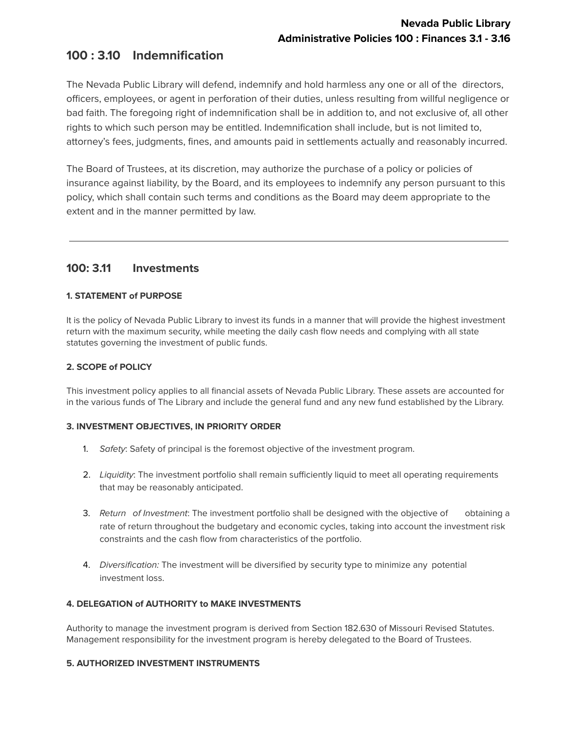## 100 : 3.10 Indemnification

The Nevada Public Library will defend, indemnify and hold harmless any one or all of the directors, officers, employees, or agent in perforation of their duties, unless resulting from willful negligence or bad faith. The foregoing right of indemnification shall be in addition to, and not exclusive of, all other rights to which such person may be entitled. Indemnification shall include, but is not limited to, attorney's fees, judgments, fines, and amounts paid in settlements actually and reasonably incurred.

The Board of Trustees, at its discretion, may authorize the purchase of a policy or policies of insurance against liability, by the Board, and its employees to indemnify any person pursuant to this policy, which shall contain such terms and conditions as the Board may deem appropriate to the extent and in the manner permitted by law.

---

## 100: 3.11 Investments

**1. STATEMENT of PURPOSE**

It is the policy of Nevada Public Library to invest its funds in a manner that will provide the highest investment return with the maximum security, while meeting the daily cash flow needs and complying with all state statutes governing the investment of public funds.

**2. SCOPE of POLICY**

This investment policy applies to all financial assets of Nevada Public Library. These assets are accounted for in the various funds of The Library and include the general fund and any new fund established by the Library.

**3. INVESTMENT OBJECTIVES, IN PRIORITY ORDER**

1. *Safety*: Safety of principal is the foremost objective of the investment program.
2. *Liquidity*: The investment portfolio shall remain sufficiently liquid to meet all operating requirements that may be reasonably anticipated.
3. *Return of Investment*: The investment portfolio shall be designed with the objective of obtaining a rate of return throughout the budgetary and economic cycles, taking into account the investment risk constraints and the cash flow from characteristics of the portfolio.
4. *Diversification:* The investment will be diversified by security type to minimize any potential investment loss.

**4. DELEGATION of AUTHORITY to MAKE INVESTMENTS**

Authority to manage the investment program is derived from Section 182.630 of Missouri Revised Statutes. Management responsibility for the investment program is hereby delegated to the Board of Trustees.

**5. AUTHORIZED INVESTMENT INSTRUMENTS**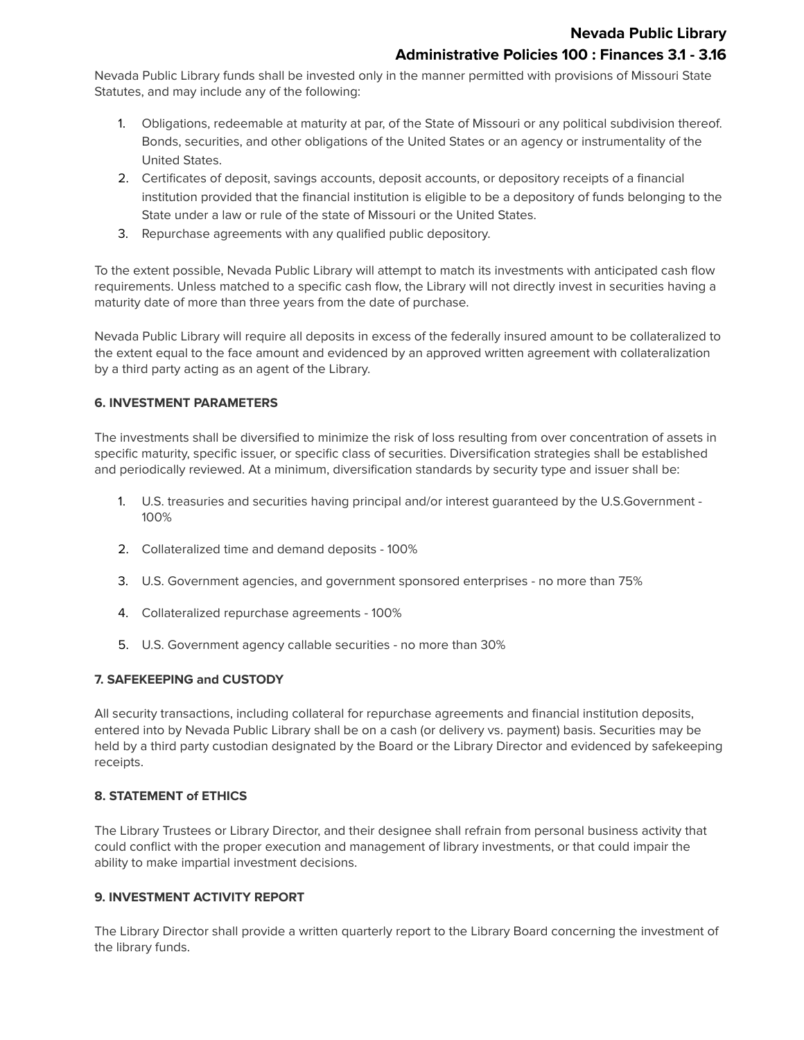Nevada Public Library funds shall be invested only in the manner permitted with provisions of Missouri State Statutes, and may include any of the following:

1. Obligations, redeemable at maturity at par, of the State of Missouri or any political subdivision thereof. Bonds, securities, and other obligations of the United States or an agency or instrumentality of the United States.
2. Certificates of deposit, savings accounts, deposit accounts, or depository receipts of a financial institution provided that the financial institution is eligible to be a depository of funds belonging to the State under a law or rule of the state of Missouri or the United States.
3. Repurchase agreements with any qualified public depository.

To the extent possible, Nevada Public Library will attempt to match its investments with anticipated cash flow requirements. Unless matched to a specific cash flow, the Library will not directly invest in securities having a maturity date of more than three years from the date of purchase.

Nevada Public Library will require all deposits in excess of the federally insured amount to be collateralized to the extent equal to the face amount and evidenced by an approved written agreement with collateralization by a third party acting as an agent of the Library.

**6. INVESTMENT PARAMETERS**

The investments shall be diversified to minimize the risk of loss resulting from over concentration of assets in specific maturity, specific issuer, or specific class of securities. Diversification strategies shall be established and periodically reviewed. At a minimum, diversification standards by security type and issuer shall be:

1. U.S. treasuries and securities having principal and/or interest guaranteed by the U.S.Government - 100%
2. Collateralized time and demand deposits - 100%
3. U.S. Government agencies, and government sponsored enterprises - no more than 75%
4. Collateralized repurchase agreements - 100%
5. U.S. Government agency callable securities - no more than 30%

**7. SAFEKEEPING and CUSTODY**

All security transactions, including collateral for repurchase agreements and financial institution deposits, entered into by Nevada Public Library shall be on a cash (or delivery vs. payment) basis. Securities may be held by a third party custodian designated by the Board or the Library Director and evidenced by safekeeping receipts.

**8. STATEMENT of ETHICS**

The Library Trustees or Library Director, and their designee shall refrain from personal business activity that could conflict with the proper execution and management of library investments, or that could impair the ability to make impartial investment decisions.

**9. INVESTMENT ACTIVITY REPORT**

The Library Director shall provide a written quarterly report to the Library Board concerning the investment of the library funds.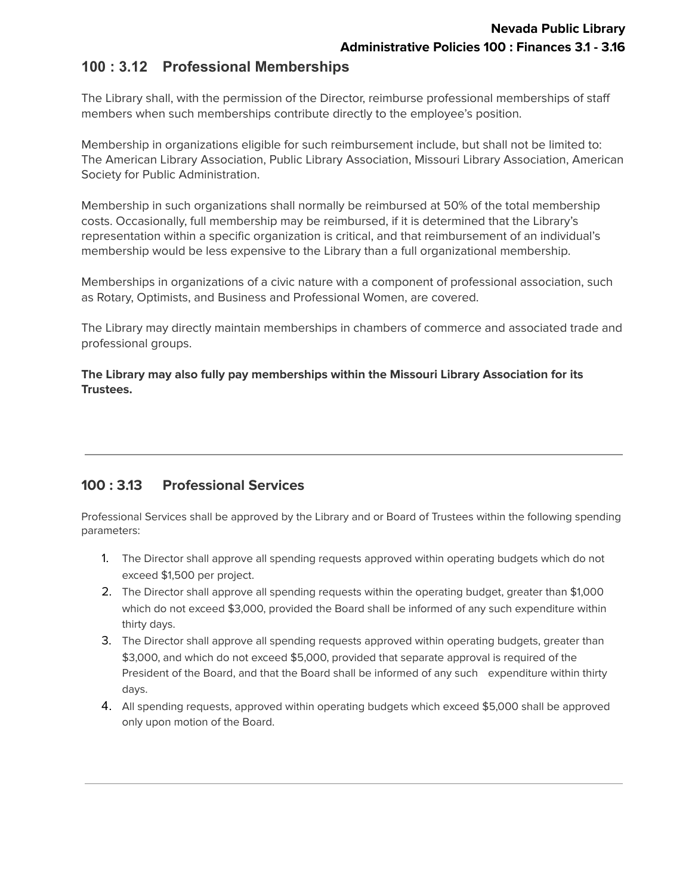## 100 : 3.12 Professional Memberships

The Library shall, with the permission of the Director, reimburse professional memberships of staff members when such memberships contribute directly to the employee's position.

Membership in organizations eligible for such reimbursement include, but shall not be limited to: The American Library Association, Public Library Association, Missouri Library Association, American Society for Public Administration.

Membership in such organizations shall normally be reimbursed at 50% of the total membership costs. Occasionally, full membership may be reimbursed, if it is determined that the Library's representation within a specific organization is critical, and that reimbursement of an individual's membership would be less expensive to the Library than a full organizational membership.

Memberships in organizations of a civic nature with a component of professional association, such as Rotary, Optimists, and Business and Professional Women, are covered.

The Library may directly maintain memberships in chambers of commerce and associated trade and professional groups.

**The Library may also fully pay memberships within the Missouri Library Association for its Trustees.**

---

## 100 : 3.13 Professional Services

Professional Services shall be approved by the Library and or Board of Trustees within the following spending parameters:

1. The Director shall approve all spending requests approved within operating budgets which do not exceed $1,500 per project.
2. The Director shall approve all spending requests within the operating budget, greater than $1,000 which do not exceed $3,000, provided the Board shall be informed of any such expenditure within thirty days.
3. The Director shall approve all spending requests approved within operating budgets, greater than $3,000, and which do not exceed $5,000, provided that separate approval is required of the President of the Board, and that the Board shall be informed of any such expenditure within thirty days.
4. All spending requests, approved within operating budgets which exceed $5,000 shall be approved only upon motion of the Board.

---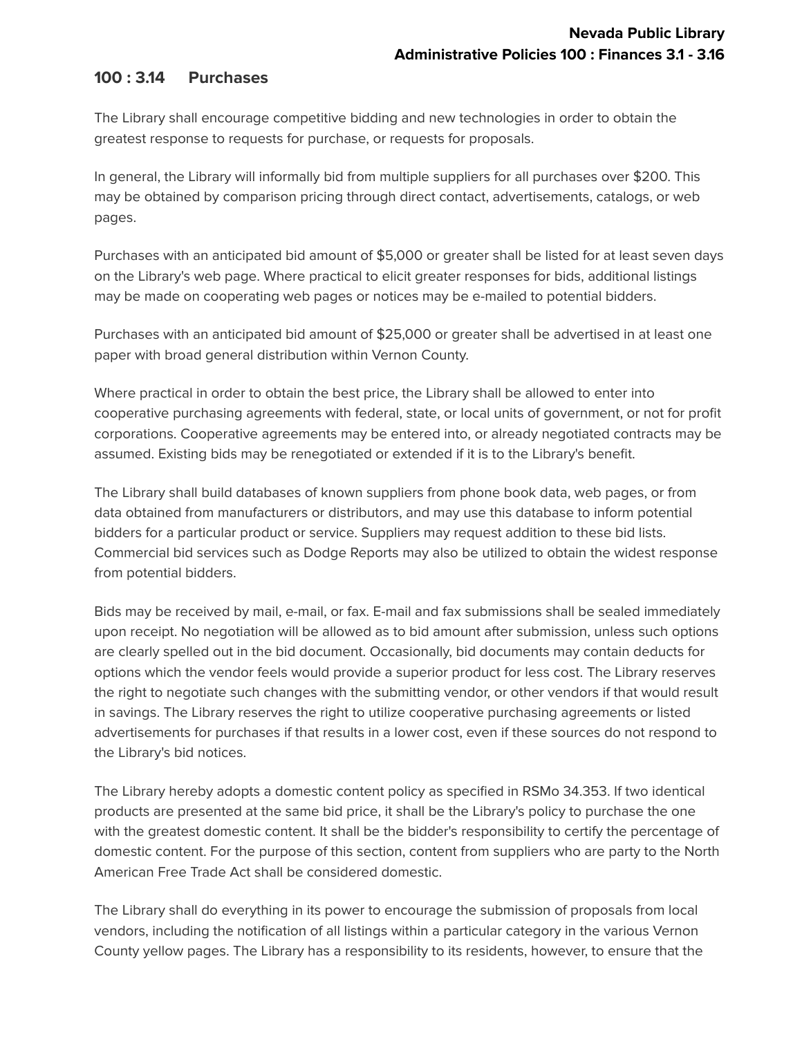## 100 : 3.14 Purchases

The Library shall encourage competitive bidding and new technologies in order to obtain the greatest response to requests for purchase, or requests for proposals.

In general, the Library will informally bid from multiple suppliers for all purchases over $200. This may be obtained by comparison pricing through direct contact, advertisements, catalogs, or web pages.

Purchases with an anticipated bid amount of $5,000 or greater shall be listed for at least seven days on the Library's web page. Where practical to elicit greater responses for bids, additional listings may be made on cooperating web pages or notices may be e-mailed to potential bidders.

Purchases with an anticipated bid amount of $25,000 or greater shall be advertised in at least one paper with broad general distribution within Vernon County.

Where practical in order to obtain the best price, the Library shall be allowed to enter into cooperative purchasing agreements with federal, state, or local units of government, or not for profit corporations. Cooperative agreements may be entered into, or already negotiated contracts may be assumed. Existing bids may be renegotiated or extended if it is to the Library's benefit.

The Library shall build databases of known suppliers from phone book data, web pages, or from data obtained from manufacturers or distributors, and may use this database to inform potential bidders for a particular product or service. Suppliers may request addition to these bid lists. Commercial bid services such as Dodge Reports may also be utilized to obtain the widest response from potential bidders.

Bids may be received by mail, e-mail, or fax. E-mail and fax submissions shall be sealed immediately upon receipt. No negotiation will be allowed as to bid amount after submission, unless such options are clearly spelled out in the bid document. Occasionally, bid documents may contain deducts for options which the vendor feels would provide a superior product for less cost. The Library reserves the right to negotiate such changes with the submitting vendor, or other vendors if that would result in savings. The Library reserves the right to utilize cooperative purchasing agreements or listed advertisements for purchases if that results in a lower cost, even if these sources do not respond to the Library's bid notices.

The Library hereby adopts a domestic content policy as specified in RSMo 34.353. If two identical products are presented at the same bid price, it shall be the Library's policy to purchase the one with the greatest domestic content. It shall be the bidder's responsibility to certify the percentage of domestic content. For the purpose of this section, content from suppliers who are party to the North American Free Trade Act shall be considered domestic.

The Library shall do everything in its power to encourage the submission of proposals from local vendors, including the notification of all listings within a particular category in the various Vernon County yellow pages. The Library has a responsibility to its residents, however, to ensure that the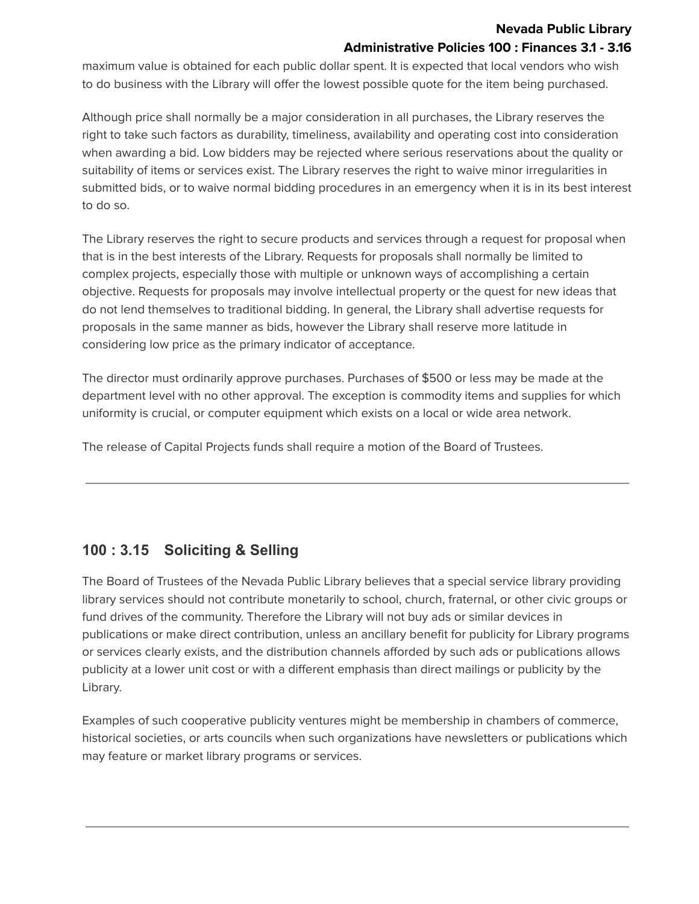maximum value is obtained for each public dollar spent. It is expected that local vendors who wish to do business with the Library will offer the lowest possible quote for the item being purchased.

Although price shall normally be a major consideration in all purchases, the Library reserves the right to take such factors as durability, timeliness, availability and operating cost into consideration when awarding a bid. Low bidders may be rejected where serious reservations about the quality or suitability of items or services exist. The Library reserves the right to waive minor irregularities in submitted bids, or to waive normal bidding procedures in an emergency when it is in its best interest to do so.

The Library reserves the right to secure products and services through a request for proposal when that is in the best interests of the Library. Requests for proposals shall normally be limited to complex projects, especially those with multiple or unknown ways of accomplishing a certain objective. Requests for proposals may involve intellectual property or the quest for new ideas that do not lend themselves to traditional bidding. In general, the Library shall advertise requests for proposals in the same manner as bids, however the Library shall reserve more latitude in considering low price as the primary indicator of acceptance.

The director must ordinarily approve purchases. Purchases of $500 or less may be made at the department level with no other approval. The exception is commodity items and supplies for which uniformity is crucial, or computer equipment which exists on a local or wide area network.

The release of Capital Projects funds shall require a motion of the Board of Trustees.

---

## 100 : 3.15 Soliciting & Selling

The Board of Trustees of the Nevada Public Library believes that a special service library providing library services should not contribute monetarily to school, church, fraternal, or other civic groups or fund drives of the community. Therefore the Library will not buy ads or similar devices in publications or make direct contribution, unless an ancillary benefit for publicity for Library programs or services clearly exists, and the distribution channels afforded by such ads or publications allows publicity at a lower unit cost or with a different emphasis than direct mailings or publicity by the Library.

Examples of such cooperative publicity ventures might be membership in chambers of commerce, historical societies, or arts councils when such organizations have newsletters or publications which may feature or market library programs or services.

---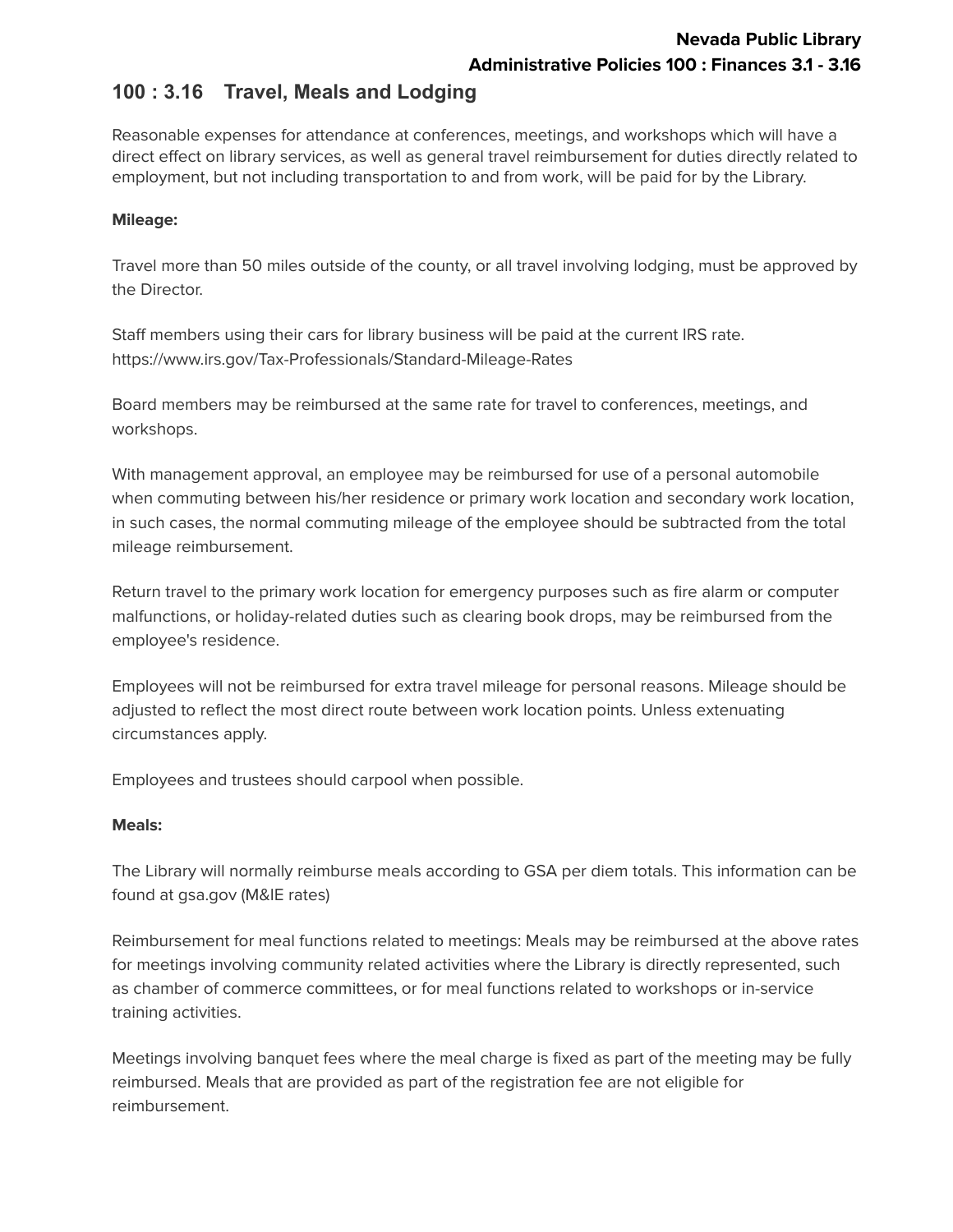## 100 : 3.16 Travel, Meals and Lodging

Reasonable expenses for attendance at conferences, meetings, and workshops which will have a direct effect on library services, as well as general travel reimbursement for duties directly related to employment, but not including transportation to and from work, will be paid for by the Library.

**Mileage:**

Travel more than 50 miles outside of the county, or all travel involving lodging, must be approved by the Director.

Staff members using their cars for library business will be paid at the current IRS rate. https://www.irs.gov/Tax-Professionals/Standard-Mileage-Rates

Board members may be reimbursed at the same rate for travel to conferences, meetings, and workshops.

With management approval, an employee may be reimbursed for use of a personal automobile when commuting between his/her residence or primary work location and secondary work location, in such cases, the normal commuting mileage of the employee should be subtracted from the total mileage reimbursement.

Return travel to the primary work location for emergency purposes such as fire alarm or computer malfunctions, or holiday-related duties such as clearing book drops, may be reimbursed from the employee's residence.

Employees will not be reimbursed for extra travel mileage for personal reasons. Mileage should be adjusted to reflect the most direct route between work location points. Unless extenuating circumstances apply.

Employees and trustees should carpool when possible.

**Meals:**

The Library will normally reimburse meals according to GSA per diem totals. This information can be found at gsa.gov (M&IE rates)

Reimbursement for meal functions related to meetings: Meals may be reimbursed at the above rates for meetings involving community related activities where the Library is directly represented, such as chamber of commerce committees, or for meal functions related to workshops or in-service training activities.

Meetings involving banquet fees where the meal charge is fixed as part of the meeting may be fully reimbursed. Meals that are provided as part of the registration fee are not eligible for reimbursement.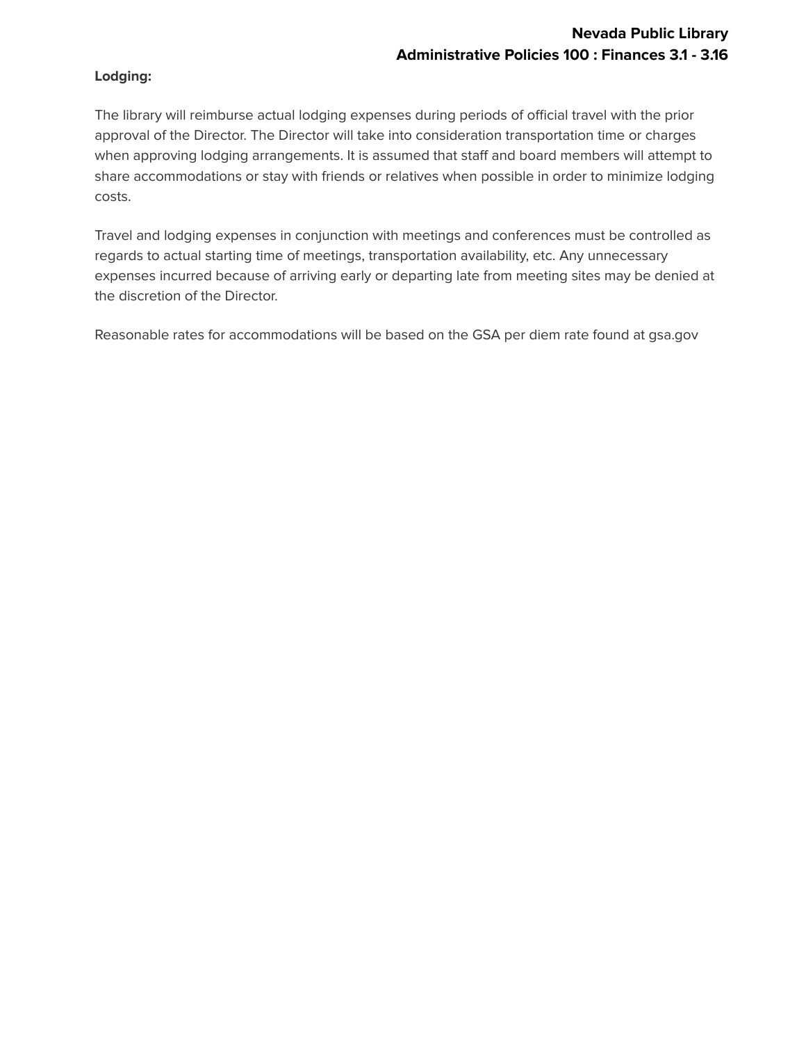**Lodging:**

The library will reimburse actual lodging expenses during periods of official travel with the prior approval of the Director. The Director will take into consideration transportation time or charges when approving lodging arrangements. It is assumed that staff and board members will attempt to share accommodations or stay with friends or relatives when possible in order to minimize lodging costs.

Travel and lodging expenses in conjunction with meetings and conferences must be controlled as regards to actual starting time of meetings, transportation availability, etc. Any unnecessary expenses incurred because of arriving early or departing late from meeting sites may be denied at the discretion of the Director.

Reasonable rates for accommodations will be based on the GSA per diem rate found at gsa.gov